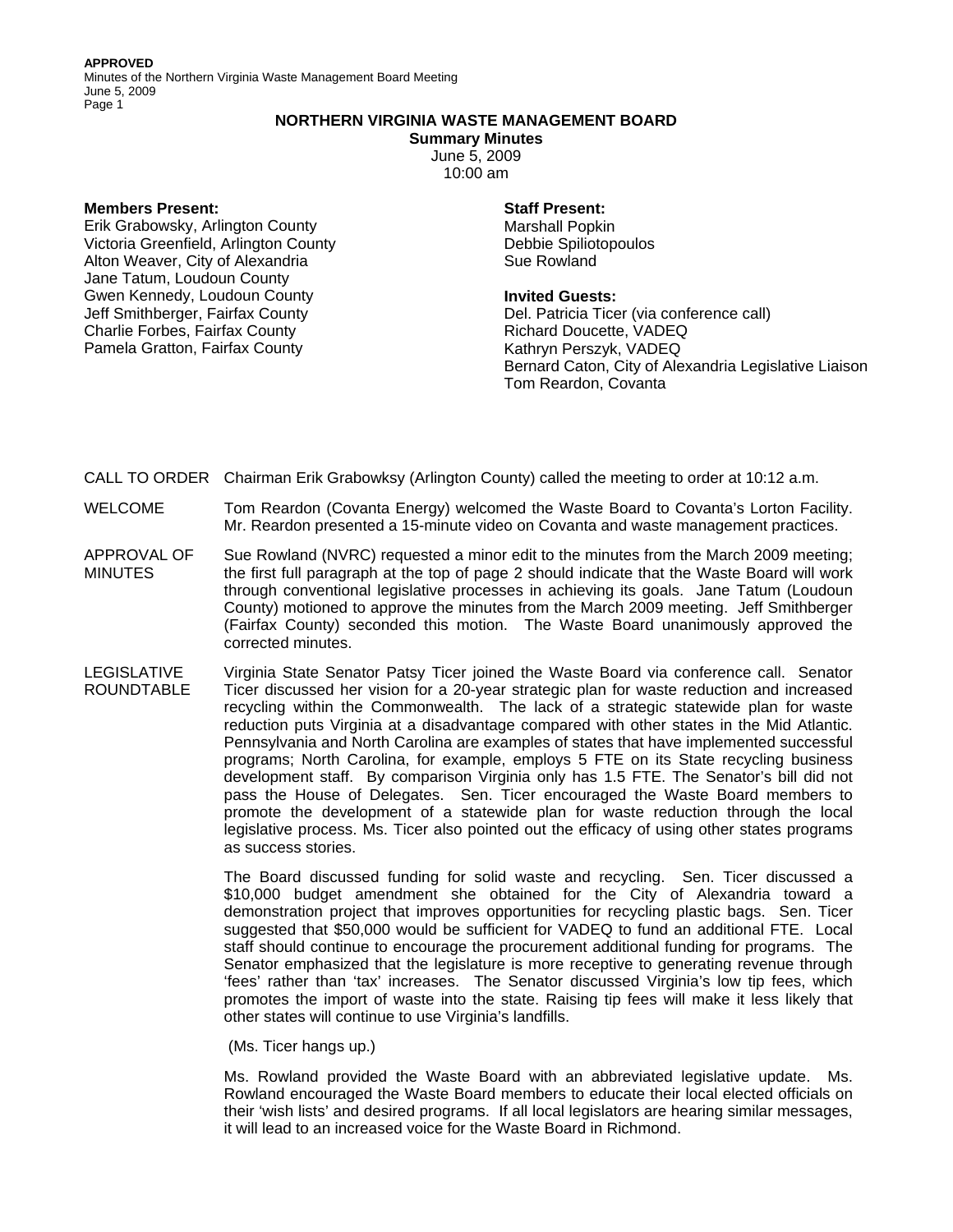# NORTHERN VIRGINIA WASTE MANAGEMENT BOARD

**Summary Minutes**

June 5, 2009

10:00 am

**Members Present:**

Erik Grabowsky, Arlington County
Victoria Greenfield, Arlington County
Alton Weaver, City of Alexandria
Jane Tatum, Loudoun County
Gwen Kennedy, Loudoun County
Jeff Smithberger, Fairfax County
Charlie Forbes, Fairfax County
Pamela Gratton, Fairfax County

**Staff Present:**

Marshall Popkin
Debbie Spiliotopoulos
Sue Rowland

**Invited Guests:**

Del. Patricia Ticer (via conference call)
Richard Doucette, VADEQ
Kathryn Perszyk, VADEQ
Bernard Caton, City of Alexandria Legislative Liaison
Tom Reardon, Covanta

CALL TO ORDER Chairman Erik Grabowksy (Arlington County) called the meeting to order at 10:12 a.m.

WELCOME Tom Reardon (Covanta Energy) welcomed the Waste Board to Covanta's Lorton Facility. Mr. Reardon presented a 15-minute video on Covanta and waste management practices.

APPROVAL OF MINUTES Sue Rowland (NVRC) requested a minor edit to the minutes from the March 2009 meeting; the first full paragraph at the top of page 2 should indicate that the Waste Board will work through conventional legislative processes in achieving its goals. Jane Tatum (Loudoun County) motioned to approve the minutes from the March 2009 meeting. Jeff Smithberger (Fairfax County) seconded this motion. The Waste Board unanimously approved the corrected minutes.

LEGISLATIVE ROUNDTABLE Virginia State Senator Patsy Ticer joined the Waste Board via conference call. Senator Ticer discussed her vision for a 20-year strategic plan for waste reduction and increased recycling within the Commonwealth. The lack of a strategic statewide plan for waste reduction puts Virginia at a disadvantage compared with other states in the Mid Atlantic. Pennsylvania and North Carolina are examples of states that have implemented successful programs; North Carolina, for example, employs 5 FTE on its State recycling business development staff. By comparison Virginia only has 1.5 FTE. The Senator's bill did not pass the House of Delegates. Sen. Ticer encouraged the Waste Board members to promote the development of a statewide plan for waste reduction through the local legislative process. Ms. Ticer also pointed out the efficacy of using other states programs as success stories.

The Board discussed funding for solid waste and recycling. Sen. Ticer discussed a $10,000 budget amendment she obtained for the City of Alexandria toward a demonstration project that improves opportunities for recycling plastic bags. Sen. Ticer suggested that $50,000 would be sufficient for VADEQ to fund an additional FTE. Local staff should continue to encourage the procurement additional funding for programs. The Senator emphasized that the legislature is more receptive to generating revenue through 'fees' rather than 'tax' increases. The Senator discussed Virginia's low tip fees, which promotes the import of waste into the state. Raising tip fees will make it less likely that other states will continue to use Virginia's landfills.

(Ms. Ticer hangs up.)

Ms. Rowland provided the Waste Board with an abbreviated legislative update. Ms. Rowland encouraged the Waste Board members to educate their local elected officials on their 'wish lists' and desired programs. If all local legislators are hearing similar messages, it will lead to an increased voice for the Waste Board in Richmond.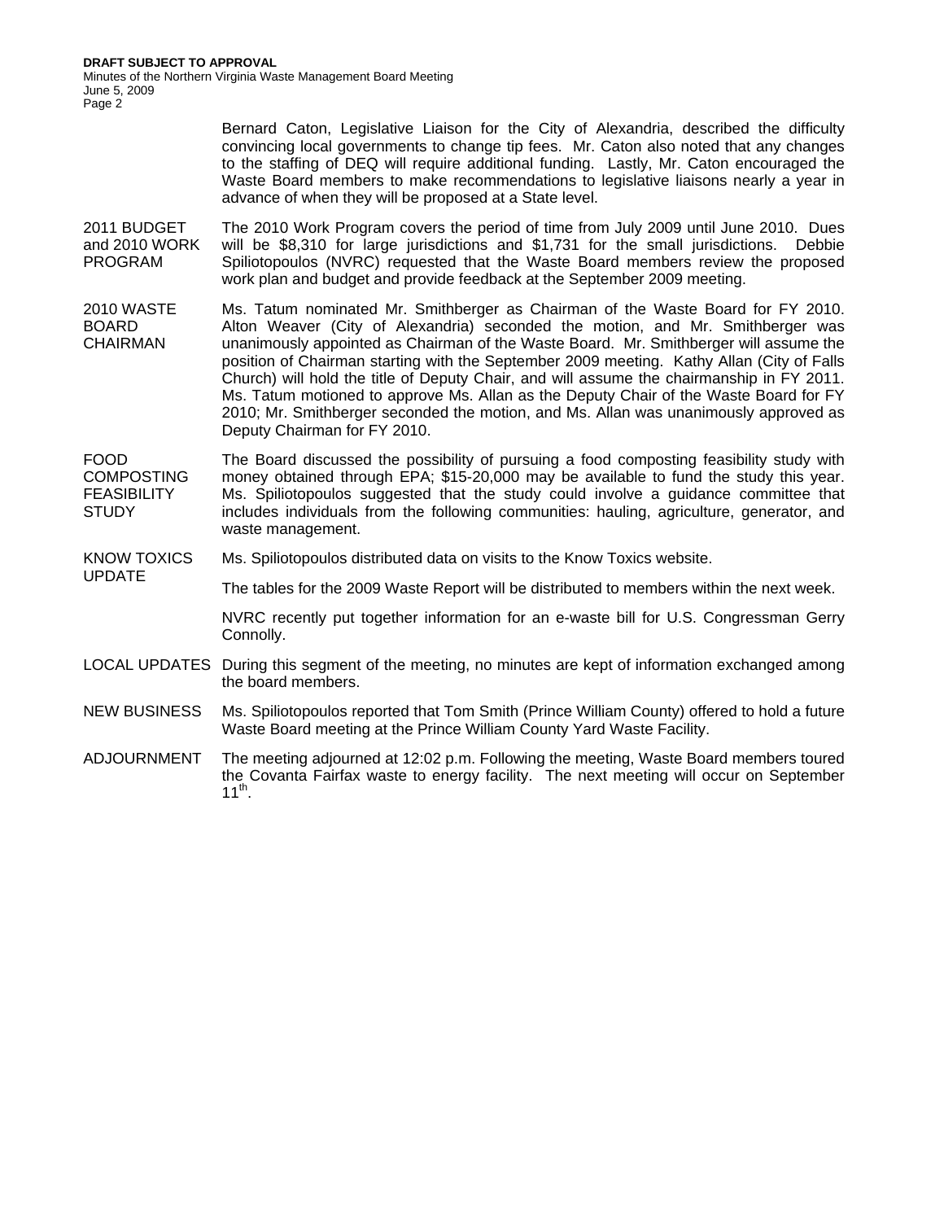Bernard Caton, Legislative Liaison for the City of Alexandria, described the difficulty convincing local governments to change tip fees. Mr. Caton also noted that any changes to the staffing of DEQ will require additional funding. Lastly, Mr. Caton encouraged the Waste Board members to make recommendations to legislative liaisons nearly a year in advance of when they will be proposed at a State level.

**2011 BUDGET and 2010 WORK PROGRAM**

The 2010 Work Program covers the period of time from July 2009 until June 2010. Dues will be $8,310 for large jurisdictions and $1,731 for the small jurisdictions. Debbie Spiliotopoulos (NVRC) requested that the Waste Board members review the proposed work plan and budget and provide feedback at the September 2009 meeting.

**2010 WASTE BOARD CHAIRMAN**

Ms. Tatum nominated Mr. Smithberger as Chairman of the Waste Board for FY 2010. Alton Weaver (City of Alexandria) seconded the motion, and Mr. Smithberger was unanimously appointed as Chairman of the Waste Board. Mr. Smithberger will assume the position of Chairman starting with the September 2009 meeting. Kathy Allan (City of Falls Church) will hold the title of Deputy Chair, and will assume the chairmanship in FY 2011. Ms. Tatum motioned to approve Ms. Allan as the Deputy Chair of the Waste Board for FY 2010; Mr. Smithberger seconded the motion, and Ms. Allan was unanimously approved as Deputy Chairman for FY 2010.

**FOOD COMPOSTING FEASIBILITY STUDY**

The Board discussed the possibility of pursuing a food composting feasibility study with money obtained through EPA; $15-20,000 may be available to fund the study this year. Ms. Spiliotopoulos suggested that the study could involve a guidance committee that includes individuals from the following communities: hauling, agriculture, generator, and waste management.

**KNOW TOXICS UPDATE**

Ms. Spiliotopoulos distributed data on visits to the Know Toxics website.

The tables for the 2009 Waste Report will be distributed to members within the next week.

NVRC recently put together information for an e-waste bill for U.S. Congressman Gerry Connolly.

**LOCAL UPDATES**

During this segment of the meeting, no minutes are kept of information exchanged among the board members.

**NEW BUSINESS**

Ms. Spiliotopoulos reported that Tom Smith (Prince William County) offered to hold a future Waste Board meeting at the Prince William County Yard Waste Facility.

**ADJOURNMENT**

The meeting adjourned at 12:02 p.m. Following the meeting, Waste Board members toured the Covanta Fairfax waste to energy facility. The next meeting will occur on September 11th.